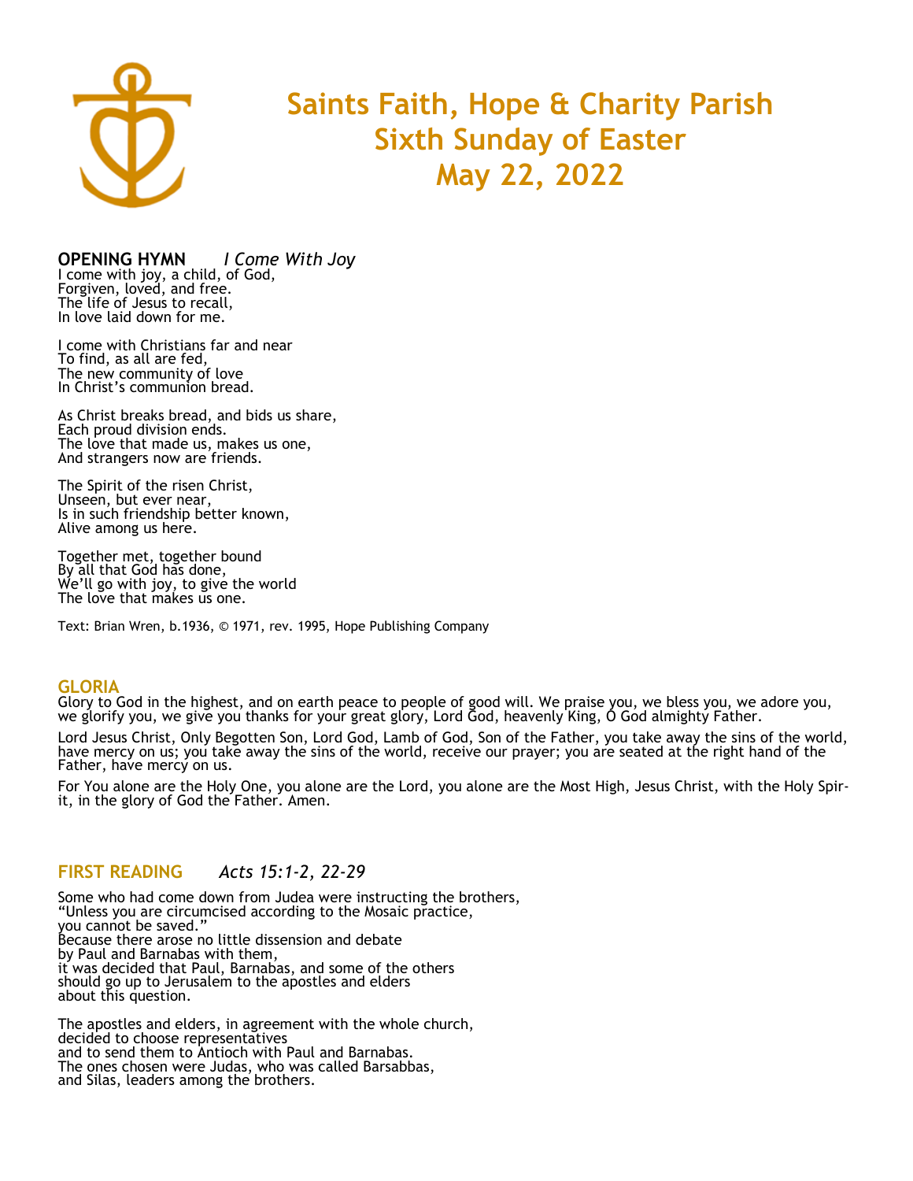# Saints Faith, Hope & Charity Parish
# Sixth Sunday of Easter
# May 22, 2022

**OPENING HYMN** *I Come With Joy*

I come with joy, a child, of God,
Forgiven, loved, and free.
The life of Jesus to recall,
In love laid down for me.

I come with Christians far and near
To find, as all are fed,
The new community of love
In Christ's communion bread.

As Christ breaks bread, and bids us share,
Each proud division ends.
The love that made us, makes us one,
And strangers now are friends.

The Spirit of the risen Christ,
Unseen, but ever near,
Is in such friendship better known,
Alive among us here.

Together met, together bound
By all that God has done,
We'll go with joy, to give the world
The love that makes us one.

Text: Brian Wren, b.1936, © 1971, rev. 1995, Hope Publishing Company

## GLORIA

Glory to God in the highest, and on earth peace to people of good will. We praise you, we bless you, we adore you, we glorify you, we give you thanks for your great glory, Lord God, heavenly King, O God almighty Father.

Lord Jesus Christ, Only Begotten Son, Lord God, Lamb of God, Son of the Father, you take away the sins of the world, have mercy on us; you take away the sins of the world, receive our prayer; you are seated at the right hand of the Father, have mercy on us.

For You alone are the Holy One, you alone are the Lord, you alone are the Most High, Jesus Christ, with the Holy Spirit, in the glory of God the Father. Amen.

## FIRST READING *Acts 15:1-2, 22-29*

Some who had come down from Judea were instructing the brothers,
"Unless you are circumcised according to the Mosaic practice,
you cannot be saved."
Because there arose no little dissension and debate
by Paul and Barnabas with them,
it was decided that Paul, Barnabas, and some of the others
should go up to Jerusalem to the apostles and elders
about this question.

The apostles and elders, in agreement with the whole church,
decided to choose representatives
and to send them to Antioch with Paul and Barnabas.
The ones chosen were Judas, who was called Barsabbas,
and Silas, leaders among the brothers.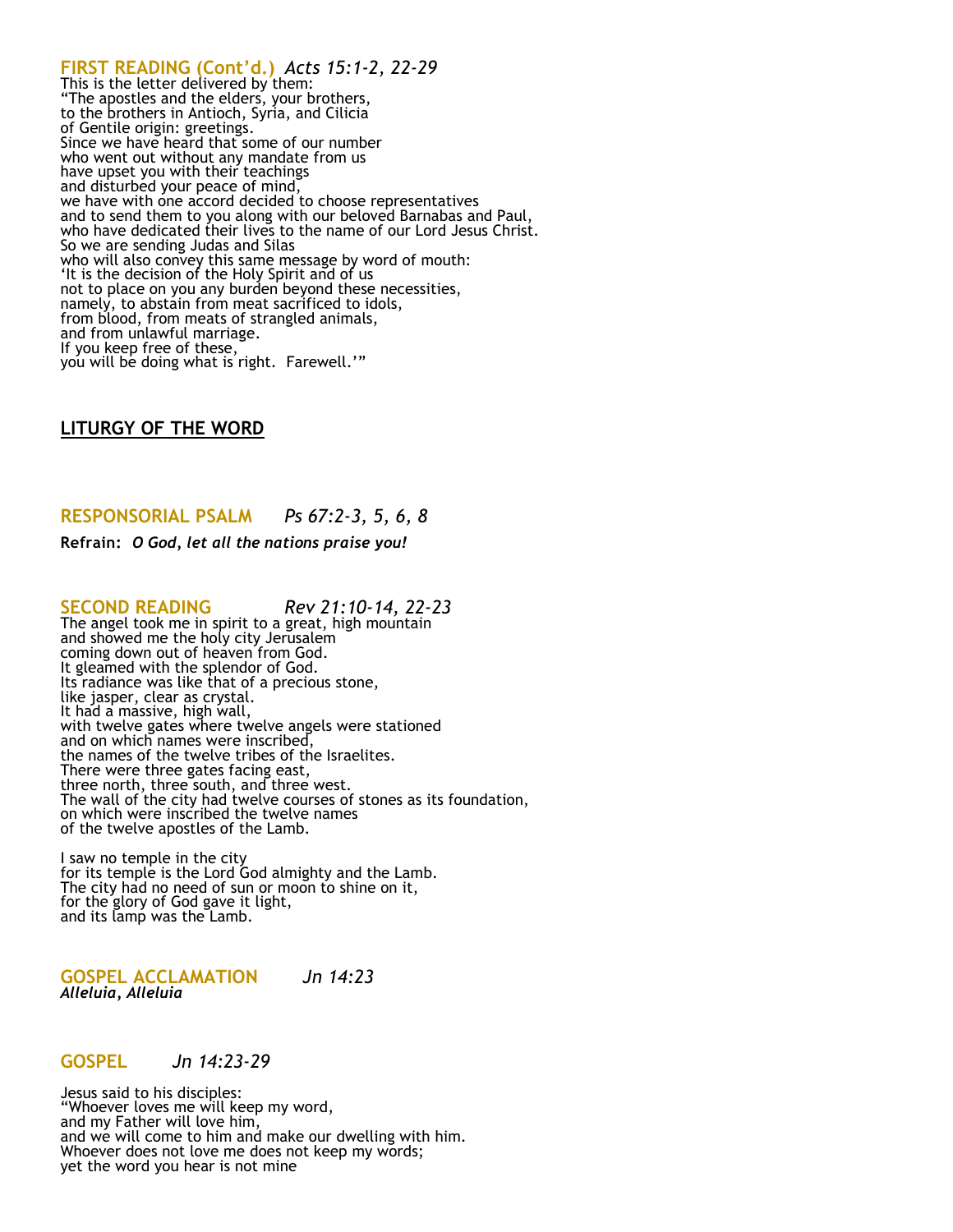## FIRST READING (Cont'd.) *Acts 15:1-2, 22-29*

This is the letter delivered by them:
"The apostles and the elders, your brothers,
to the brothers in Antioch, Syria, and Cilicia
of Gentile origin: greetings.
Since we have heard that some of our number
who went out without any mandate from us
have upset you with their teachings
and disturbed your peace of mind,
we have with one accord decided to choose representatives
and to send them to you along with our beloved Barnabas and Paul,
who have dedicated their lives to the name of our Lord Jesus Christ.
So we are sending Judas and Silas
who will also convey this same message by word of mouth:
'It is the decision of the Holy Spirit and of us
not to place on you any burden beyond these necessities,
namely, to abstain from meat sacrificed to idols,
from blood, from meats of strangled animals,
and from unlawful marriage.
If you keep free of these,
you will be doing what is right. Farewell.'"

## LITURGY OF THE WORD

## RESPONSORIAL PSALM *Ps 67:2-3, 5, 6, 8*

**Refrain:** ***O God, let all the nations praise you!***

## SECOND READING *Rev 21:10-14, 22-23*

The angel took me in spirit to a great, high mountain
and showed me the holy city Jerusalem
coming down out of heaven from God.
It gleamed with the splendor of God.
Its radiance was like that of a precious stone,
like jasper, clear as crystal.
It had a massive, high wall,
with twelve gates where twelve angels were stationed
and on which names were inscribed,
the names of the twelve tribes of the Israelites.
There were three gates facing east,
three north, three south, and three west.
The wall of the city had twelve courses of stones as its foundation,
on which were inscribed the twelve names
of the twelve apostles of the Lamb.

I saw no temple in the city
for its temple is the Lord God almighty and the Lamb.
The city had no need of sun or moon to shine on it,
for the glory of God gave it light,
and its lamp was the Lamb.

## GOSPEL ACCLAMATION *Jn 14:23*

***Alleluia, Alleluia***

## GOSPEL *Jn 14:23-29*

Jesus said to his disciples:
"Whoever loves me will keep my word,
and my Father will love him,
and we will come to him and make our dwelling with him.
Whoever does not love me does not keep my words;
yet the word you hear is not mine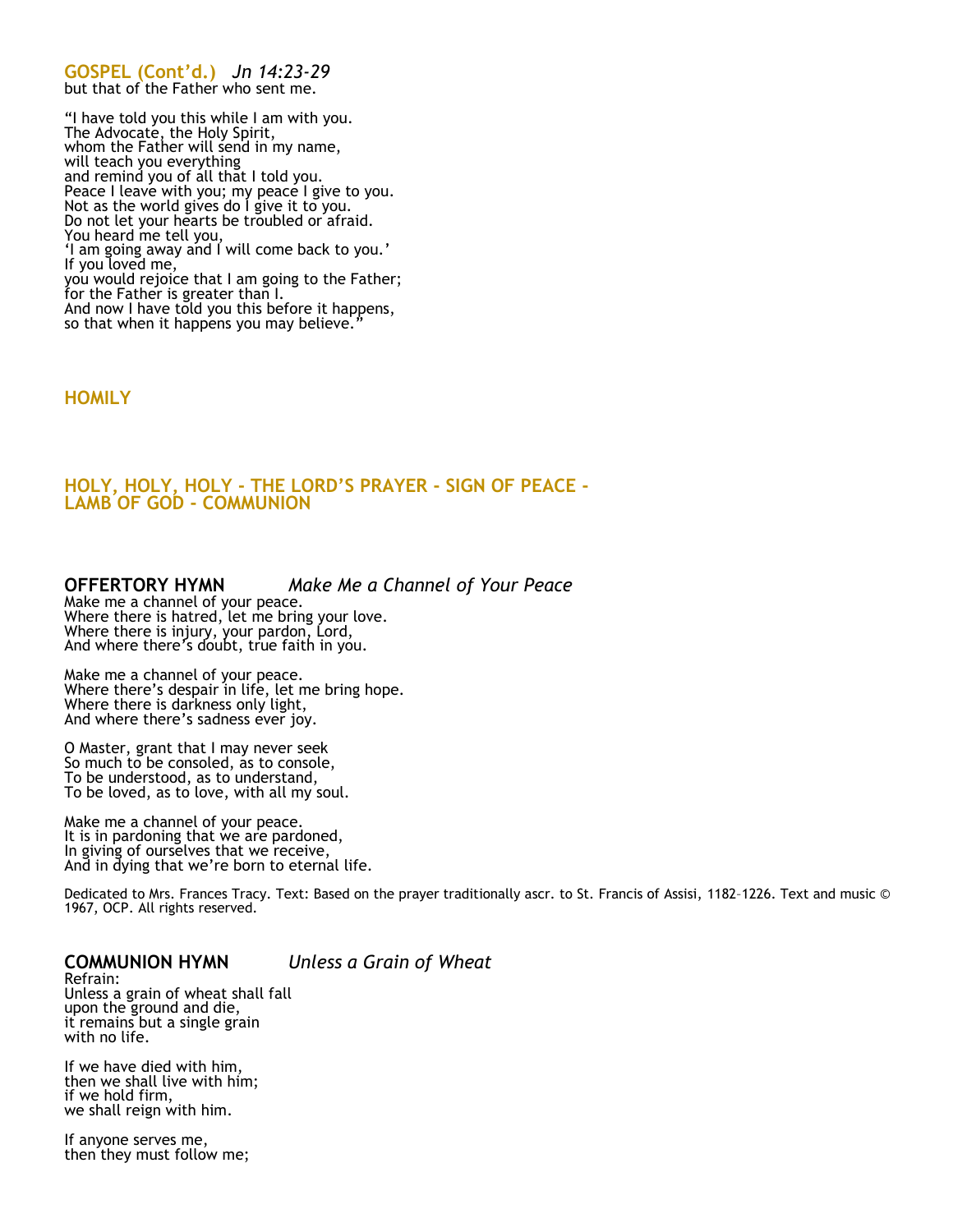## GOSPEL (Cont'd.) *Jn 14:23-29*

but that of the Father who sent me.

"I have told you this while I am with you.
The Advocate, the Holy Spirit,
whom the Father will send in my name,
will teach you everything
and remind you of all that I told you.
Peace I leave with you; my peace I give to you.
Not as the world gives do I give it to you.
Do not let your hearts be troubled or afraid.
You heard me tell you,
'I am going away and I will come back to you.'
If you loved me,
you would rejoice that I am going to the Father;
for the Father is greater than I.
And now I have told you this before it happens,
so that when it happens you may believe."

## HOMILY

## HOLY, HOLY, HOLY - THE LORD'S PRAYER - SIGN OF PEACE - LAMB OF GOD - COMMUNION

## OFFERTORY HYMN *Make Me a Channel of Your Peace*

Make me a channel of your peace.
Where there is hatred, let me bring your love.
Where there is injury, your pardon, Lord,
And where there's doubt, true faith in you.

Make me a channel of your peace.
Where there's despair in life, let me bring hope.
Where there is darkness only light,
And where there's sadness ever joy.

O Master, grant that I may never seek
So much to be consoled, as to console,
To be understood, as to understand,
To be loved, as to love, with all my soul.

Make me a channel of your peace.
It is in pardoning that we are pardoned,
In giving of ourselves that we receive,
And in dying that we're born to eternal life.

Dedicated to Mrs. Frances Tracy. Text: Based on the prayer traditionally ascr. to St. Francis of Assisi, 1182–1226. Text and music © 1967, OCP. All rights reserved.

## COMMUNION HYMN *Unless a Grain of Wheat*

Refrain:
Unless a grain of wheat shall fall
upon the ground and die,
it remains but a single grain
with no life.

If we have died with him,
then we shall live with him;
if we hold firm,
we shall reign with him.

If anyone serves me,
then they must follow me;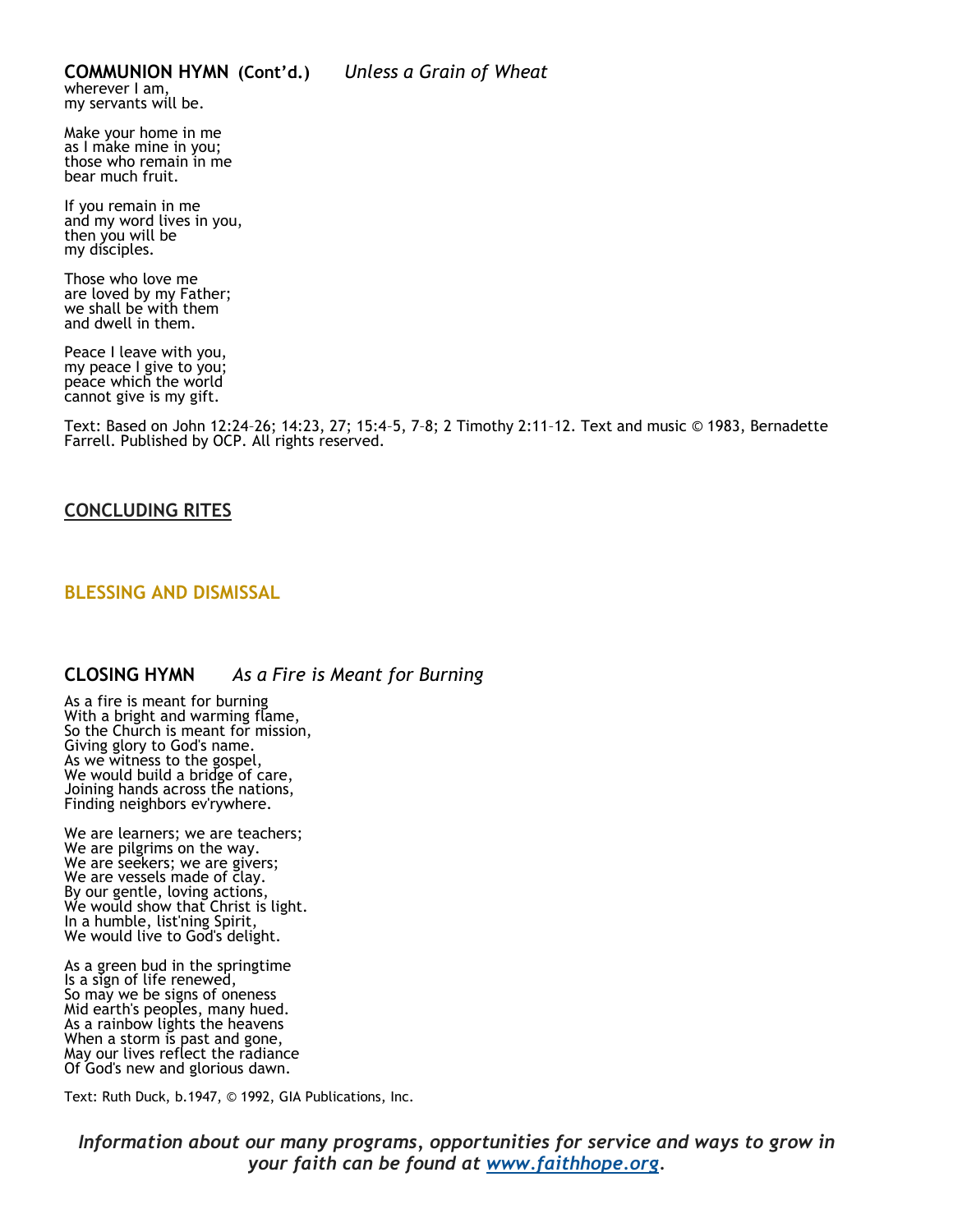**COMMUNION HYMN (Cont'd.)** *Unless a Grain of Wheat*

wherever I am,
my servants will be.

Make your home in me
as I make mine in you;
those who remain in me
bear much fruit.

If you remain in me
and my word lives in you,
then you will be
my disciples.

Those who love me
are loved by my Father;
we shall be with them
and dwell in them.

Peace I leave with you,
my peace I give to you;
peace which the world
cannot give is my gift.

Text: Based on John 12:24–26; 14:23, 27; 15:4–5, 7–8; 2 Timothy 2:11–12. Text and music © 1983, Bernadette Farrell. Published by OCP. All rights reserved.

## CONCLUDING RITES

### BLESSING AND DISMISSAL

**CLOSING HYMN** *As a Fire is Meant for Burning*

As a fire is meant for burning
With a bright and warming flame,
So the Church is meant for mission,
Giving glory to God's name.
As we witness to the gospel,
We would build a bridge of care,
Joining hands across the nations,
Finding neighbors ev'rywhere.

We are learners; we are teachers;
We are pilgrims on the way.
We are seekers; we are givers;
We are vessels made of clay.
By our gentle, loving actions,
We would show that Christ is light.
In a humble, list'ning Spirit,
We would live to God's delight.

As a green bud in the springtime
Is a sign of life renewed,
So may we be signs of oneness
Mid earth's peoples, many hued.
As a rainbow lights the heavens
When a storm is past and gone,
May our lives reflect the radiance
Of God's new and glorious dawn.

Text: Ruth Duck, b.1947, © 1992, GIA Publications, Inc.

***Information about our many programs, opportunities for service and ways to grow in your faith can be found at [www.faithhope.org](http://www.faithhope.org).***